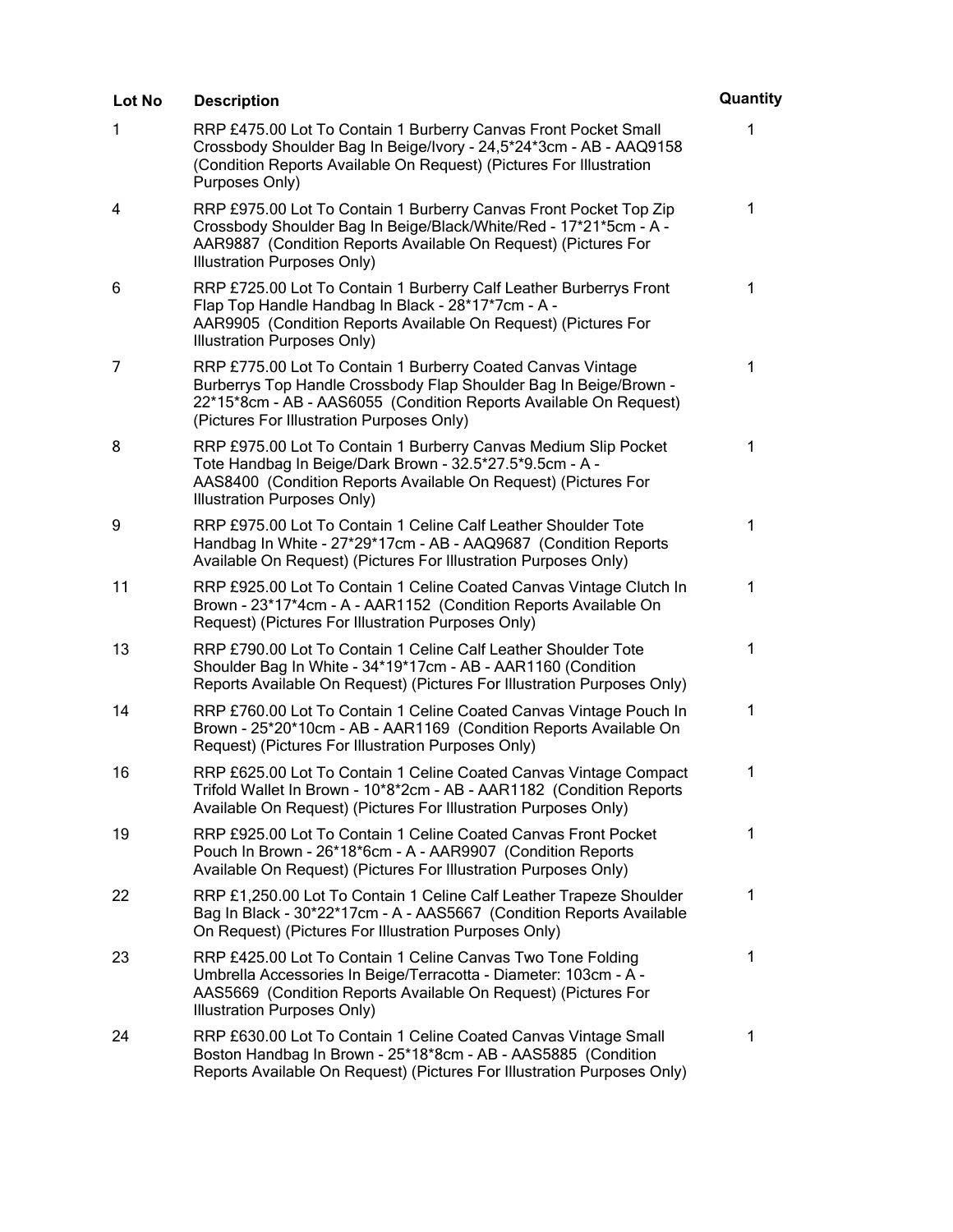| Lot No | Description | Quantity |
|---|---|---|
| 1 | RRP £475.00 Lot To Contain 1 Burberry Canvas Front Pocket Small Crossbody Shoulder Bag In Beige/Ivory - 24,5*24*3cm - AB - AAQ9158 (Condition Reports Available On Request) (Pictures For Illustration Purposes Only) | 1 |
| 4 | RRP £975.00 Lot To Contain 1 Burberry Canvas Front Pocket Top Zip Crossbody Shoulder Bag In Beige/Black/White/Red - 17*21*5cm - A - AAR9887 (Condition Reports Available On Request) (Pictures For Illustration Purposes Only) | 1 |
| 6 | RRP £725.00 Lot To Contain 1 Burberry Calf Leather Burberrys Front Flap Top Handle Handbag In Black - 28*17*7cm - A - AAR9905 (Condition Reports Available On Request) (Pictures For Illustration Purposes Only) | 1 |
| 7 | RRP £775.00 Lot To Contain 1 Burberry Coated Canvas Vintage Burberrys Top Handle Crossbody Flap Shoulder Bag In Beige/Brown - 22*15*8cm - AB - AAS6055 (Condition Reports Available On Request) (Pictures For Illustration Purposes Only) | 1 |
| 8 | RRP £975.00 Lot To Contain 1 Burberry Canvas Medium Slip Pocket Tote Handbag In Beige/Dark Brown - 32.5*27.5*9.5cm - A - AAS8400 (Condition Reports Available On Request) (Pictures For Illustration Purposes Only) | 1 |
| 9 | RRP £975.00 Lot To Contain 1 Celine Calf Leather Shoulder Tote Handbag In White - 27*29*17cm - AB - AAQ9687 (Condition Reports Available On Request) (Pictures For Illustration Purposes Only) | 1 |
| 11 | RRP £925.00 Lot To Contain 1 Celine Coated Canvas Vintage Clutch In Brown - 23*17*4cm - A - AAR1152 (Condition Reports Available On Request) (Pictures For Illustration Purposes Only) | 1 |
| 13 | RRP £790.00 Lot To Contain 1 Celine Calf Leather Shoulder Tote Shoulder Bag In White - 34*19*17cm - AB - AAR1160 (Condition Reports Available On Request) (Pictures For Illustration Purposes Only) | 1 |
| 14 | RRP £760.00 Lot To Contain 1 Celine Coated Canvas Vintage Pouch In Brown - 25*20*10cm - AB - AAR1169 (Condition Reports Available On Request) (Pictures For Illustration Purposes Only) | 1 |
| 16 | RRP £625.00 Lot To Contain 1 Celine Coated Canvas Vintage Compact Trifold Wallet In Brown - 10*8*2cm - AB - AAR1182 (Condition Reports Available On Request) (Pictures For Illustration Purposes Only) | 1 |
| 19 | RRP £925.00 Lot To Contain 1 Celine Coated Canvas Front Pocket Pouch In Brown - 26*18*6cm - A - AAR9907 (Condition Reports Available On Request) (Pictures For Illustration Purposes Only) | 1 |
| 22 | RRP £1,250.00 Lot To Contain 1 Celine Calf Leather Trapeze Shoulder Bag In Black - 30*22*17cm - A - AAS5667 (Condition Reports Available On Request) (Pictures For Illustration Purposes Only) | 1 |
| 23 | RRP £425.00 Lot To Contain 1 Celine Canvas Two Tone Folding Umbrella Accessories In Beige/Terracotta - Diameter: 103cm - A - AAS5669 (Condition Reports Available On Request) (Pictures For Illustration Purposes Only) | 1 |
| 24 | RRP £630.00 Lot To Contain 1 Celine Coated Canvas Vintage Small Boston Handbag In Brown - 25*18*8cm - AB - AAS5885 (Condition Reports Available On Request) (Pictures For Illustration Purposes Only) | 1 |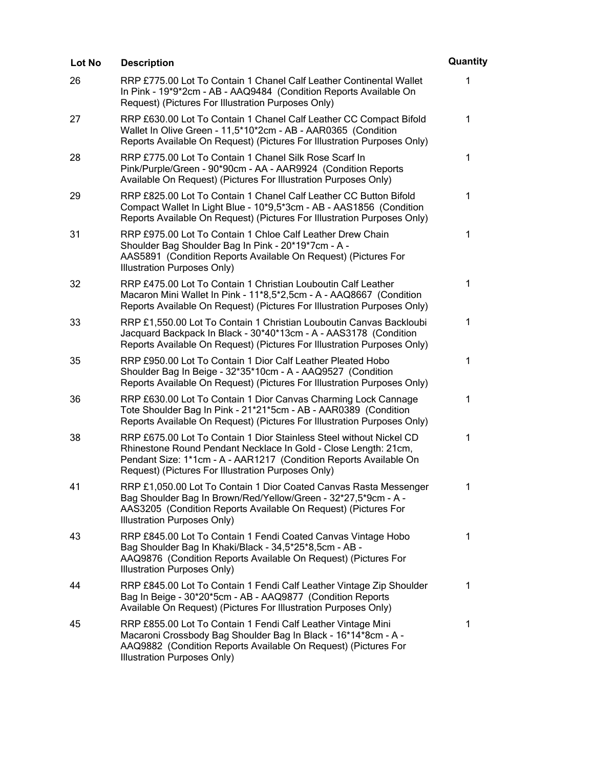| Lot No | Description | Quantity |
|---|---|---|
| 26 | RRP £775.00 Lot To Contain 1 Chanel Calf Leather Continental Wallet In Pink - 19*9*2cm - AB - AAQ9484 (Condition Reports Available On Request) (Pictures For Illustration Purposes Only) | 1 |
| 27 | RRP £630.00 Lot To Contain 1 Chanel Calf Leather CC Compact Bifold Wallet In Olive Green - 11,5*10*2cm - AB - AAR0365 (Condition Reports Available On Request) (Pictures For Illustration Purposes Only) | 1 |
| 28 | RRP £775.00 Lot To Contain 1 Chanel Silk Rose Scarf In Pink/Purple/Green - 90*90cm - AA - AAR9924 (Condition Reports Available On Request) (Pictures For Illustration Purposes Only) | 1 |
| 29 | RRP £825.00 Lot To Contain 1 Chanel Calf Leather CC Button Bifold Compact Wallet In Light Blue - 10*9,5*3cm - AB - AAS1856 (Condition Reports Available On Request) (Pictures For Illustration Purposes Only) | 1 |
| 31 | RRP £975.00 Lot To Contain 1 Chloe Calf Leather Drew Chain Shoulder Bag Shoulder Bag In Pink - 20*19*7cm - A - AAS5891 (Condition Reports Available On Request) (Pictures For Illustration Purposes Only) | 1 |
| 32 | RRP £475.00 Lot To Contain 1 Christian Louboutin Calf Leather Macaron Mini Wallet In Pink - 11*8,5*2,5cm - A - AAQ8667 (Condition Reports Available On Request) (Pictures For Illustration Purposes Only) | 1 |
| 33 | RRP £1,550.00 Lot To Contain 1 Christian Louboutin Canvas Backloubi Jacquard Backpack In Black - 30*40*13cm - A - AAS3178 (Condition Reports Available On Request) (Pictures For Illustration Purposes Only) | 1 |
| 35 | RRP £950.00 Lot To Contain 1 Dior Calf Leather Pleated Hobo Shoulder Bag In Beige - 32*35*10cm - A - AAQ9527 (Condition Reports Available On Request) (Pictures For Illustration Purposes Only) | 1 |
| 36 | RRP £630.00 Lot To Contain 1 Dior Canvas Charming Lock Cannage Tote Shoulder Bag In Pink - 21*21*5cm - AB - AAR0389 (Condition Reports Available On Request) (Pictures For Illustration Purposes Only) | 1 |
| 38 | RRP £675.00 Lot To Contain 1 Dior Stainless Steel without Nickel CD Rhinestone Round Pendant Necklace In Gold - Close Length: 21cm, Pendant Size: 1*1cm - A - AAR1217 (Condition Reports Available On Request) (Pictures For Illustration Purposes Only) | 1 |
| 41 | RRP £1,050.00 Lot To Contain 1 Dior Coated Canvas Rasta Messenger Bag Shoulder Bag In Brown/Red/Yellow/Green - 32*27,5*9cm - A - AAS3205 (Condition Reports Available On Request) (Pictures For Illustration Purposes Only) | 1 |
| 43 | RRP £845.00 Lot To Contain 1 Fendi Coated Canvas Vintage Hobo Bag Shoulder Bag In Khaki/Black - 34,5*25*8,5cm - AB - AAQ9876 (Condition Reports Available On Request) (Pictures For Illustration Purposes Only) | 1 |
| 44 | RRP £845.00 Lot To Contain 1 Fendi Calf Leather Vintage Zip Shoulder Bag In Beige - 30*20*5cm - AB - AAQ9877 (Condition Reports Available On Request) (Pictures For Illustration Purposes Only) | 1 |
| 45 | RRP £855.00 Lot To Contain 1 Fendi Calf Leather Vintage Mini Macaroni Crossbody Bag Shoulder Bag In Black - 16*14*8cm - A - AAQ9882 (Condition Reports Available On Request) (Pictures For Illustration Purposes Only) | 1 |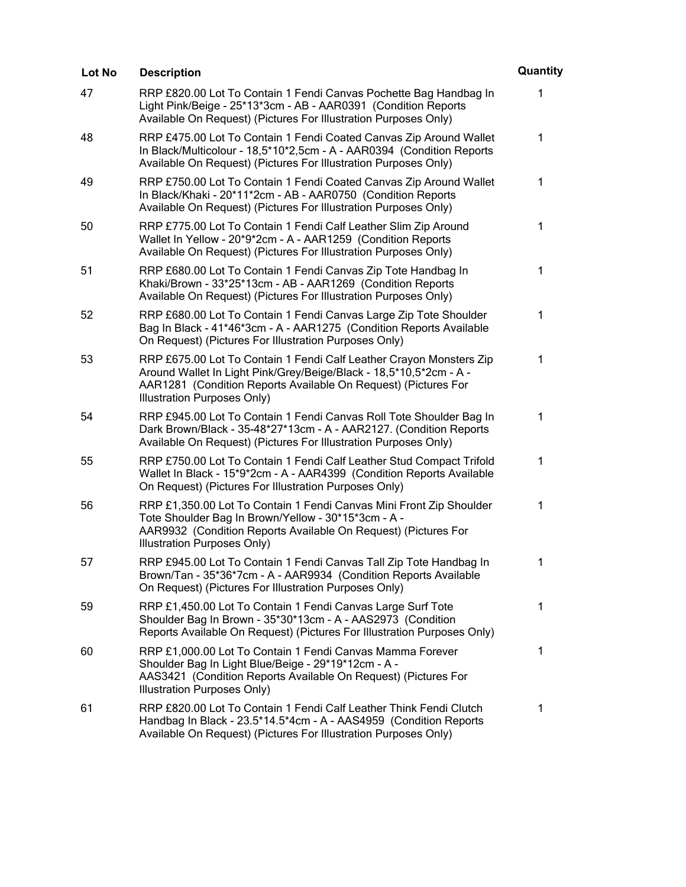| Lot No | Description | Quantity |
| --- | --- | --- |
| 47 | RRP £820.00 Lot To Contain 1 Fendi Canvas Pochette Bag Handbag In Light Pink/Beige - 25*13*3cm - AB - AAR0391 (Condition Reports Available On Request) (Pictures For Illustration Purposes Only) | 1 |
| 48 | RRP £475.00 Lot To Contain 1 Fendi Coated Canvas Zip Around Wallet In Black/Multicolour - 18,5*10*2,5cm - A - AAR0394 (Condition Reports Available On Request) (Pictures For Illustration Purposes Only) | 1 |
| 49 | RRP £750.00 Lot To Contain 1 Fendi Coated Canvas Zip Around Wallet In Black/Khaki - 20*11*2cm - AB - AAR0750 (Condition Reports Available On Request) (Pictures For Illustration Purposes Only) | 1 |
| 50 | RRP £775.00 Lot To Contain 1 Fendi Calf Leather Slim Zip Around Wallet In Yellow - 20*9*2cm - A - AAR1259 (Condition Reports Available On Request) (Pictures For Illustration Purposes Only) | 1 |
| 51 | RRP £680.00 Lot To Contain 1 Fendi Canvas Zip Tote Handbag In Khaki/Brown - 33*25*13cm - AB - AAR1269 (Condition Reports Available On Request) (Pictures For Illustration Purposes Only) | 1 |
| 52 | RRP £680.00 Lot To Contain 1 Fendi Canvas Large Zip Tote Shoulder Bag In Black - 41*46*3cm - A - AAR1275 (Condition Reports Available On Request) (Pictures For Illustration Purposes Only) | 1 |
| 53 | RRP £675.00 Lot To Contain 1 Fendi Calf Leather Crayon Monsters Zip Around Wallet In Light Pink/Grey/Beige/Black - 18,5*10,5*2cm - A - AAR1281 (Condition Reports Available On Request) (Pictures For Illustration Purposes Only) | 1 |
| 54 | RRP £945.00 Lot To Contain 1 Fendi Canvas Roll Tote Shoulder Bag In Dark Brown/Black - 35-48*27*13cm - A - AAR2127. (Condition Reports Available On Request) (Pictures For Illustration Purposes Only) | 1 |
| 55 | RRP £750.00 Lot To Contain 1 Fendi Calf Leather Stud Compact Trifold Wallet In Black - 15*9*2cm - A - AAR4399 (Condition Reports Available On Request) (Pictures For Illustration Purposes Only) | 1 |
| 56 | RRP £1,350.00 Lot To Contain 1 Fendi Canvas Mini Front Zip Shoulder Tote Shoulder Bag In Brown/Yellow - 30*15*3cm - A - AAR9932 (Condition Reports Available On Request) (Pictures For Illustration Purposes Only) | 1 |
| 57 | RRP £945.00 Lot To Contain 1 Fendi Canvas Tall Zip Tote Handbag In Brown/Tan - 35*36*7cm - A - AAR9934 (Condition Reports Available On Request) (Pictures For Illustration Purposes Only) | 1 |
| 59 | RRP £1,450.00 Lot To Contain 1 Fendi Canvas Large Surf Tote Shoulder Bag In Brown - 35*30*13cm - A - AAS2973 (Condition Reports Available On Request) (Pictures For Illustration Purposes Only) | 1 |
| 60 | RRP £1,000.00 Lot To Contain 1 Fendi Canvas Mamma Forever Shoulder Bag In Light Blue/Beige - 29*19*12cm - A - AAS3421 (Condition Reports Available On Request) (Pictures For Illustration Purposes Only) | 1 |
| 61 | RRP £820.00 Lot To Contain 1 Fendi Calf Leather Think Fendi Clutch Handbag In Black - 23.5*14.5*4cm - A - AAS4959 (Condition Reports Available On Request) (Pictures For Illustration Purposes Only) | 1 |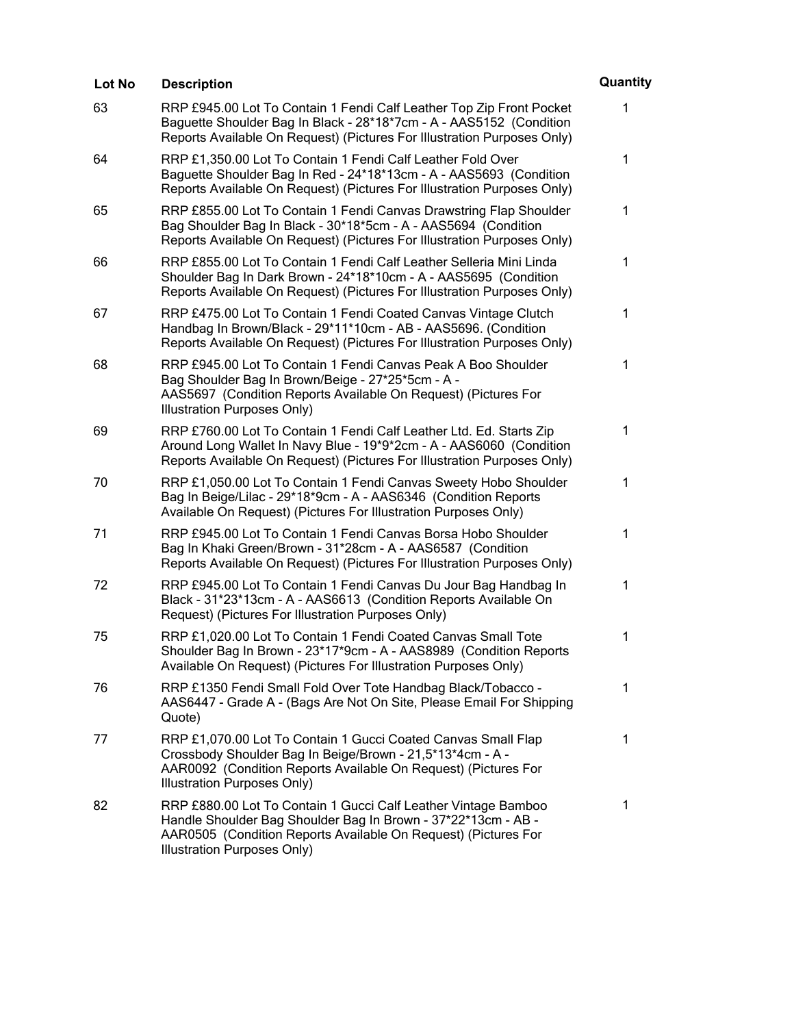| Lot No | Description | Quantity |
| --- | --- | --- |
| 63 | RRP £945.00 Lot To Contain 1 Fendi Calf Leather Top Zip Front Pocket Baguette Shoulder Bag In Black - 28*18*7cm - A - AAS5152 (Condition Reports Available On Request) (Pictures For Illustration Purposes Only) | 1 |
| 64 | RRP £1,350.00 Lot To Contain 1 Fendi Calf Leather Fold Over Baguette Shoulder Bag In Red - 24*18*13cm - A - AAS5693 (Condition Reports Available On Request) (Pictures For Illustration Purposes Only) | 1 |
| 65 | RRP £855.00 Lot To Contain 1 Fendi Canvas Drawstring Flap Shoulder Bag Shoulder Bag In Black - 30*18*5cm - A - AAS5694 (Condition Reports Available On Request) (Pictures For Illustration Purposes Only) | 1 |
| 66 | RRP £855.00 Lot To Contain 1 Fendi Calf Leather Selleria Mini Linda Shoulder Bag In Dark Brown - 24*18*10cm - A - AAS5695 (Condition Reports Available On Request) (Pictures For Illustration Purposes Only) | 1 |
| 67 | RRP £475.00 Lot To Contain 1 Fendi Coated Canvas Vintage Clutch Handbag In Brown/Black - 29*11*10cm - AB - AAS5696. (Condition Reports Available On Request) (Pictures For Illustration Purposes Only) | 1 |
| 68 | RRP £945.00 Lot To Contain 1 Fendi Canvas Peak A Boo Shoulder Bag Shoulder Bag In Brown/Beige - 27*25*5cm - A - AAS5697 (Condition Reports Available On Request) (Pictures For Illustration Purposes Only) | 1 |
| 69 | RRP £760.00 Lot To Contain 1 Fendi Calf Leather Ltd. Ed. Starts Zip Around Long Wallet In Navy Blue - 19*9*2cm - A - AAS6060 (Condition Reports Available On Request) (Pictures For Illustration Purposes Only) | 1 |
| 70 | RRP £1,050.00 Lot To Contain 1 Fendi Canvas Sweety Hobo Shoulder Bag In Beige/Lilac - 29*18*9cm - A - AAS6346 (Condition Reports Available On Request) (Pictures For Illustration Purposes Only) | 1 |
| 71 | RRP £945.00 Lot To Contain 1 Fendi Canvas Borsa Hobo Shoulder Bag In Khaki Green/Brown - 31*28cm - A - AAS6587 (Condition Reports Available On Request) (Pictures For Illustration Purposes Only) | 1 |
| 72 | RRP £945.00 Lot To Contain 1 Fendi Canvas Du Jour Bag Handbag In Black - 31*23*13cm - A - AAS6613 (Condition Reports Available On Request) (Pictures For Illustration Purposes Only) | 1 |
| 75 | RRP £1,020.00 Lot To Contain 1 Fendi Coated Canvas Small Tote Shoulder Bag In Brown - 23*17*9cm - A - AAS8989 (Condition Reports Available On Request) (Pictures For Illustration Purposes Only) | 1 |
| 76 | RRP £1350 Fendi Small Fold Over Tote Handbag Black/Tobacco - AAS6447 - Grade A - (Bags Are Not On Site, Please Email For Shipping Quote) | 1 |
| 77 | RRP £1,070.00 Lot To Contain 1 Gucci Coated Canvas Small Flap Crossbody Shoulder Bag In Beige/Brown - 21,5*13*4cm - A - AAR0092 (Condition Reports Available On Request) (Pictures For Illustration Purposes Only) | 1 |
| 82 | RRP £880.00 Lot To Contain 1 Gucci Calf Leather Vintage Bamboo Handle Shoulder Bag Shoulder Bag In Brown - 37*22*13cm - AB - AAR0505 (Condition Reports Available On Request) (Pictures For Illustration Purposes Only) | 1 |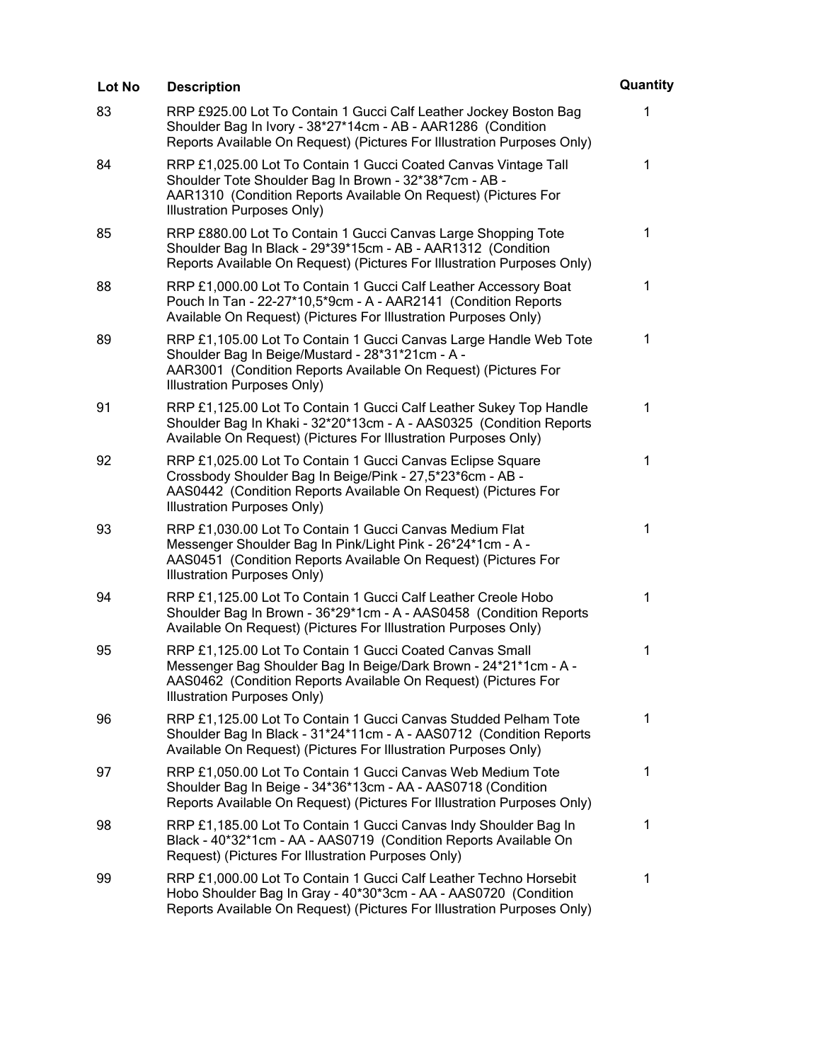| Lot No | Description | Quantity |
|---|---|---|
| 83 | RRP £925.00 Lot To Contain 1 Gucci Calf Leather Jockey Boston Bag Shoulder Bag In Ivory - 38*27*14cm - AB - AAR1286 (Condition Reports Available On Request) (Pictures For Illustration Purposes Only) | 1 |
| 84 | RRP £1,025.00 Lot To Contain 1 Gucci Coated Canvas Vintage Tall Shoulder Tote Shoulder Bag In Brown - 32*38*7cm - AB - AAR1310 (Condition Reports Available On Request) (Pictures For Illustration Purposes Only) | 1 |
| 85 | RRP £880.00 Lot To Contain 1 Gucci Canvas Large Shopping Tote Shoulder Bag In Black - 29*39*15cm - AB - AAR1312 (Condition Reports Available On Request) (Pictures For Illustration Purposes Only) | 1 |
| 88 | RRP £1,000.00 Lot To Contain 1 Gucci Calf Leather Accessory Boat Pouch In Tan - 22-27*10,5*9cm - A - AAR2141 (Condition Reports Available On Request) (Pictures For Illustration Purposes Only) | 1 |
| 89 | RRP £1,105.00 Lot To Contain 1 Gucci Canvas Large Handle Web Tote Shoulder Bag In Beige/Mustard - 28*31*21cm - A - AAR3001 (Condition Reports Available On Request) (Pictures For Illustration Purposes Only) | 1 |
| 91 | RRP £1,125.00 Lot To Contain 1 Gucci Calf Leather Sukey Top Handle Shoulder Bag In Khaki - 32*20*13cm - A - AAS0325 (Condition Reports Available On Request) (Pictures For Illustration Purposes Only) | 1 |
| 92 | RRP £1,025.00 Lot To Contain 1 Gucci Canvas Eclipse Square Crossbody Shoulder Bag In Beige/Pink - 27,5*23*6cm - AB - AAS0442 (Condition Reports Available On Request) (Pictures For Illustration Purposes Only) | 1 |
| 93 | RRP £1,030.00 Lot To Contain 1 Gucci Canvas Medium Flat Messenger Shoulder Bag In Pink/Light Pink - 26*24*1cm - A - AAS0451 (Condition Reports Available On Request) (Pictures For Illustration Purposes Only) | 1 |
| 94 | RRP £1,125.00 Lot To Contain 1 Gucci Calf Leather Creole Hobo Shoulder Bag In Brown - 36*29*1cm - A - AAS0458 (Condition Reports Available On Request) (Pictures For Illustration Purposes Only) | 1 |
| 95 | RRP £1,125.00 Lot To Contain 1 Gucci Coated Canvas Small Messenger Bag Shoulder Bag In Beige/Dark Brown - 24*21*1cm - A - AAS0462 (Condition Reports Available On Request) (Pictures For Illustration Purposes Only) | 1 |
| 96 | RRP £1,125.00 Lot To Contain 1 Gucci Canvas Studded Pelham Tote Shoulder Bag In Black - 31*24*11cm - A - AAS0712 (Condition Reports Available On Request) (Pictures For Illustration Purposes Only) | 1 |
| 97 | RRP £1,050.00 Lot To Contain 1 Gucci Canvas Web Medium Tote Shoulder Bag In Beige - 34*36*13cm - AA - AAS0718 (Condition Reports Available On Request) (Pictures For Illustration Purposes Only) | 1 |
| 98 | RRP £1,185.00 Lot To Contain 1 Gucci Canvas Indy Shoulder Bag In Black - 40*32*1cm - AA - AAS0719 (Condition Reports Available On Request) (Pictures For Illustration Purposes Only) | 1 |
| 99 | RRP £1,000.00 Lot To Contain 1 Gucci Calf Leather Techno Horsebit Hobo Shoulder Bag In Gray - 40*30*3cm - AA - AAS0720 (Condition Reports Available On Request) (Pictures For Illustration Purposes Only) | 1 |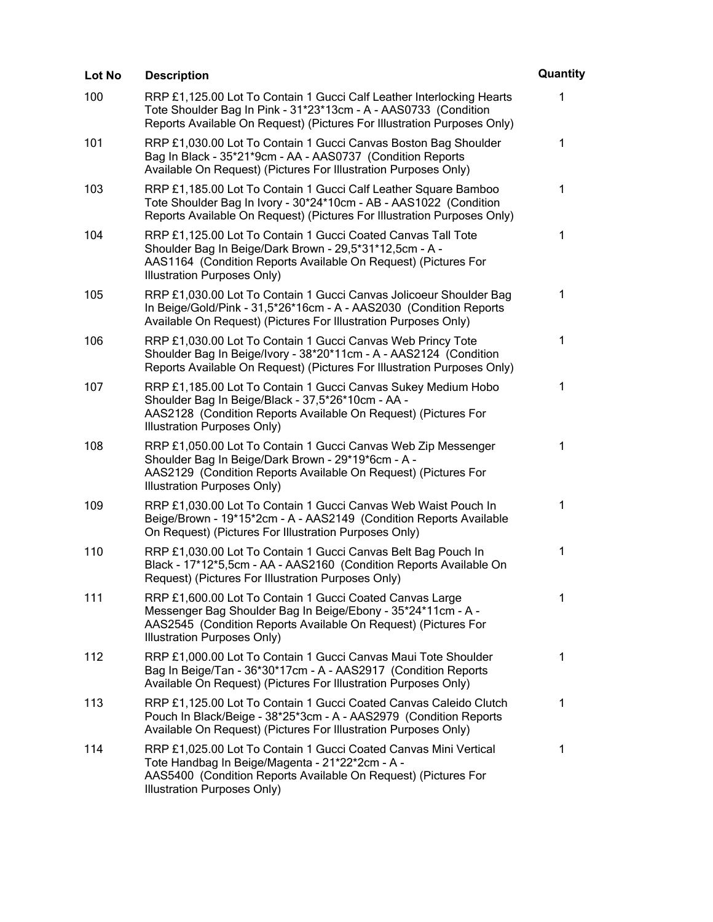| Lot No | Description | Quantity |
|---|---|---|
| 100 | RRP £1,125.00 Lot To Contain 1 Gucci Calf Leather Interlocking Hearts Tote Shoulder Bag In Pink - 31*23*13cm - A - AAS0733 (Condition Reports Available On Request) (Pictures For Illustration Purposes Only) | 1 |
| 101 | RRP £1,030.00 Lot To Contain 1 Gucci Canvas Boston Bag Shoulder Bag In Black - 35*21*9cm - AA - AAS0737 (Condition Reports Available On Request) (Pictures For Illustration Purposes Only) | 1 |
| 103 | RRP £1,185.00 Lot To Contain 1 Gucci Calf Leather Square Bamboo Tote Shoulder Bag In Ivory - 30*24*10cm - AB - AAS1022 (Condition Reports Available On Request) (Pictures For Illustration Purposes Only) | 1 |
| 104 | RRP £1,125.00 Lot To Contain 1 Gucci Coated Canvas Tall Tote Shoulder Bag In Beige/Dark Brown - 29,5*31*12,5cm - A - AAS1164 (Condition Reports Available On Request) (Pictures For Illustration Purposes Only) | 1 |
| 105 | RRP £1,030.00 Lot To Contain 1 Gucci Canvas Jolicoeur Shoulder Bag In Beige/Gold/Pink - 31,5*26*16cm - A - AAS2030 (Condition Reports Available On Request) (Pictures For Illustration Purposes Only) | 1 |
| 106 | RRP £1,030.00 Lot To Contain 1 Gucci Canvas Web Princy Tote Shoulder Bag In Beige/Ivory - 38*20*11cm - A - AAS2124 (Condition Reports Available On Request) (Pictures For Illustration Purposes Only) | 1 |
| 107 | RRP £1,185.00 Lot To Contain 1 Gucci Canvas Sukey Medium Hobo Shoulder Bag In Beige/Black - 37,5*26*10cm - AA - AAS2128 (Condition Reports Available On Request) (Pictures For Illustration Purposes Only) | 1 |
| 108 | RRP £1,050.00 Lot To Contain 1 Gucci Canvas Web Zip Messenger Shoulder Bag In Beige/Dark Brown - 29*19*6cm - A - AAS2129 (Condition Reports Available On Request) (Pictures For Illustration Purposes Only) | 1 |
| 109 | RRP £1,030.00 Lot To Contain 1 Gucci Canvas Web Waist Pouch In Beige/Brown - 19*15*2cm - A - AAS2149 (Condition Reports Available On Request) (Pictures For Illustration Purposes Only) | 1 |
| 110 | RRP £1,030.00 Lot To Contain 1 Gucci Canvas Belt Bag Pouch In Black - 17*12*5,5cm - AA - AAS2160 (Condition Reports Available On Request) (Pictures For Illustration Purposes Only) | 1 |
| 111 | RRP £1,600.00 Lot To Contain 1 Gucci Coated Canvas Large Messenger Bag Shoulder Bag In Beige/Ebony - 35*24*11cm - A - AAS2545 (Condition Reports Available On Request) (Pictures For Illustration Purposes Only) | 1 |
| 112 | RRP £1,000.00 Lot To Contain 1 Gucci Canvas Maui Tote Shoulder Bag In Beige/Tan - 36*30*17cm - A - AAS2917 (Condition Reports Available On Request) (Pictures For Illustration Purposes Only) | 1 |
| 113 | RRP £1,125.00 Lot To Contain 1 Gucci Coated Canvas Caleido Clutch Pouch In Black/Beige - 38*25*3cm - A - AAS2979 (Condition Reports Available On Request) (Pictures For Illustration Purposes Only) | 1 |
| 114 | RRP £1,025.00 Lot To Contain 1 Gucci Coated Canvas Mini Vertical Tote Handbag In Beige/Magenta - 21*22*2cm - A - AAS5400 (Condition Reports Available On Request) (Pictures For Illustration Purposes Only) | 1 |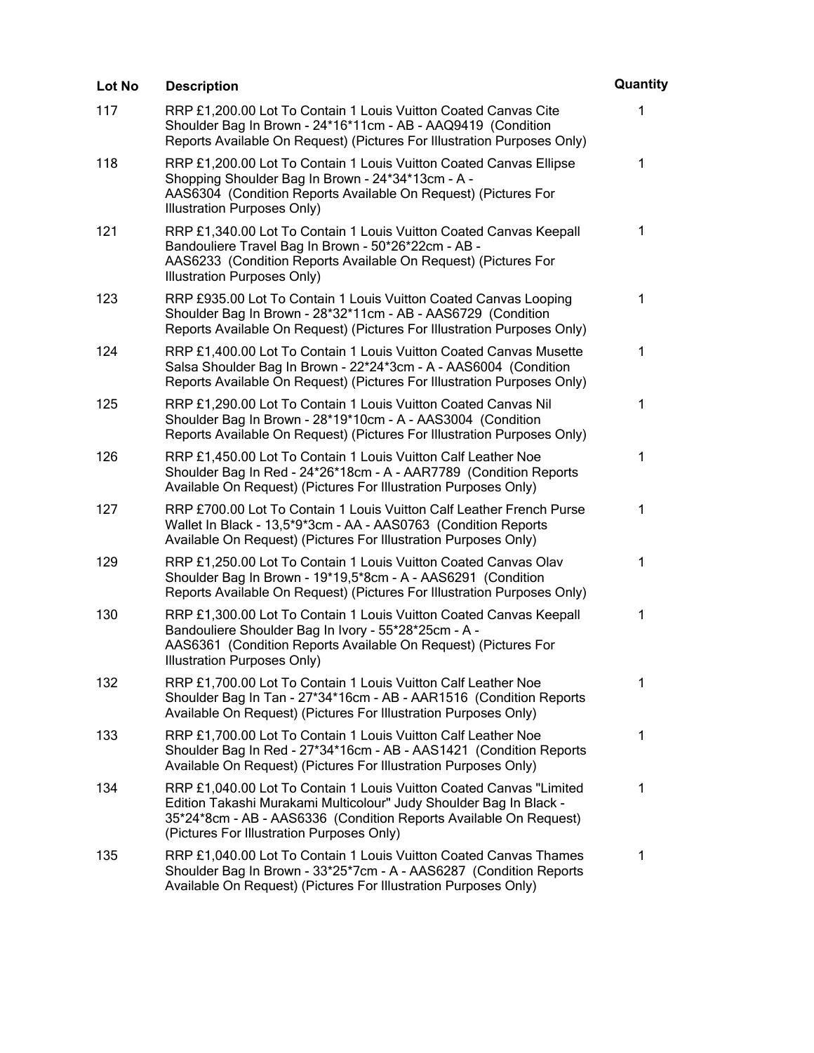| Lot No | Description | Quantity |
|---|---|---|
| 117 | RRP £1,200.00 Lot To Contain 1 Louis Vuitton Coated Canvas Cite Shoulder Bag In Brown - 24*16*11cm - AB - AAQ9419 (Condition Reports Available On Request) (Pictures For Illustration Purposes Only) | 1 |
| 118 | RRP £1,200.00 Lot To Contain 1 Louis Vuitton Coated Canvas Ellipse Shopping Shoulder Bag In Brown - 24*34*13cm - A - AAS6304 (Condition Reports Available On Request) (Pictures For Illustration Purposes Only) | 1 |
| 121 | RRP £1,340.00 Lot To Contain 1 Louis Vuitton Coated Canvas Keepall Bandouliere Travel Bag In Brown - 50*26*22cm - AB - AAS6233 (Condition Reports Available On Request) (Pictures For Illustration Purposes Only) | 1 |
| 123 | RRP £935.00 Lot To Contain 1 Louis Vuitton Coated Canvas Looping Shoulder Bag In Brown - 28*32*11cm - AB - AAS6729 (Condition Reports Available On Request) (Pictures For Illustration Purposes Only) | 1 |
| 124 | RRP £1,400.00 Lot To Contain 1 Louis Vuitton Coated Canvas Musette Salsa Shoulder Bag In Brown - 22*24*3cm - A - AAS6004 (Condition Reports Available On Request) (Pictures For Illustration Purposes Only) | 1 |
| 125 | RRP £1,290.00 Lot To Contain 1 Louis Vuitton Coated Canvas Nil Shoulder Bag In Brown - 28*19*10cm - A - AAS3004 (Condition Reports Available On Request) (Pictures For Illustration Purposes Only) | 1 |
| 126 | RRP £1,450.00 Lot To Contain 1 Louis Vuitton Calf Leather Noe Shoulder Bag In Red - 24*26*18cm - A - AAR7789 (Condition Reports Available On Request) (Pictures For Illustration Purposes Only) | 1 |
| 127 | RRP £700.00 Lot To Contain 1 Louis Vuitton Calf Leather French Purse Wallet In Black - 13,5*9*3cm - AA - AAS0763 (Condition Reports Available On Request) (Pictures For Illustration Purposes Only) | 1 |
| 129 | RRP £1,250.00 Lot To Contain 1 Louis Vuitton Coated Canvas Olav Shoulder Bag In Brown - 19*19,5*8cm - A - AAS6291 (Condition Reports Available On Request) (Pictures For Illustration Purposes Only) | 1 |
| 130 | RRP £1,300.00 Lot To Contain 1 Louis Vuitton Coated Canvas Keepall Bandouliere Shoulder Bag In Ivory - 55*28*25cm - A - AAS6361 (Condition Reports Available On Request) (Pictures For Illustration Purposes Only) | 1 |
| 132 | RRP £1,700.00 Lot To Contain 1 Louis Vuitton Calf Leather Noe Shoulder Bag In Tan - 27*34*16cm - AB - AAR1516 (Condition Reports Available On Request) (Pictures For Illustration Purposes Only) | 1 |
| 133 | RRP £1,700.00 Lot To Contain 1 Louis Vuitton Calf Leather Noe Shoulder Bag In Red - 27*34*16cm - AB - AAS1421 (Condition Reports Available On Request) (Pictures For Illustration Purposes Only) | 1 |
| 134 | RRP £1,040.00 Lot To Contain 1 Louis Vuitton Coated Canvas "Limited Edition Takashi Murakami Multicolour" Judy Shoulder Bag In Black - 35*24*8cm - AB - AAS6336 (Condition Reports Available On Request) (Pictures For Illustration Purposes Only) | 1 |
| 135 | RRP £1,040.00 Lot To Contain 1 Louis Vuitton Coated Canvas Thames Shoulder Bag In Brown - 33*25*7cm - A - AAS6287 (Condition Reports Available On Request) (Pictures For Illustration Purposes Only) | 1 |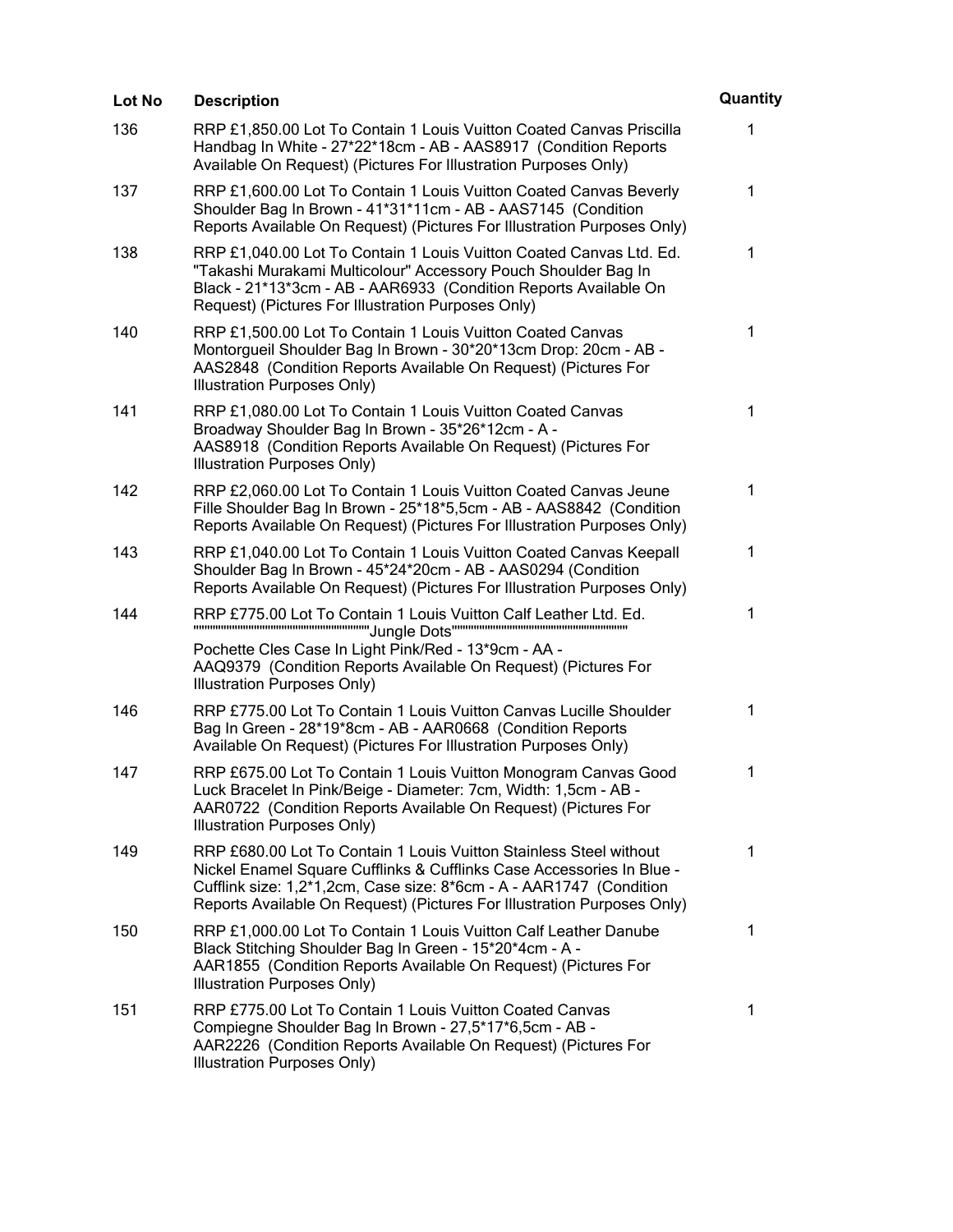| Lot No | Description | Quantity |
| --- | --- | --- |
| 136 | RRP £1,850.00 Lot To Contain 1 Louis Vuitton Coated Canvas Priscilla Handbag In White - 27*22*18cm - AB - AAS8917 (Condition Reports Available On Request) (Pictures For Illustration Purposes Only) | 1 |
| 137 | RRP £1,600.00 Lot To Contain 1 Louis Vuitton Coated Canvas Beverly Shoulder Bag In Brown - 41*31*11cm - AB - AAS7145 (Condition Reports Available On Request) (Pictures For Illustration Purposes Only) | 1 |
| 138 | RRP £1,040.00 Lot To Contain 1 Louis Vuitton Coated Canvas Ltd. Ed. "Takashi Murakami Multicolour" Accessory Pouch Shoulder Bag In Black - 21*13*3cm - AB - AAR6933 (Condition Reports Available On Request) (Pictures For Illustration Purposes Only) | 1 |
| 140 | RRP £1,500.00 Lot To Contain 1 Louis Vuitton Coated Canvas Montorgueil Shoulder Bag In Brown - 30*20*13cm Drop: 20cm - AB - AAS2848 (Condition Reports Available On Request) (Pictures For Illustration Purposes Only) | 1 |
| 141 | RRP £1,080.00 Lot To Contain 1 Louis Vuitton Coated Canvas Broadway Shoulder Bag In Brown - 35*26*12cm - A - AAS8918 (Condition Reports Available On Request) (Pictures For Illustration Purposes Only) | 1 |
| 142 | RRP £2,060.00 Lot To Contain 1 Louis Vuitton Coated Canvas Jeune Fille Shoulder Bag In Brown - 25*18*5,5cm - AB - AAS8842 (Condition Reports Available On Request) (Pictures For Illustration Purposes Only) | 1 |
| 143 | RRP £1,040.00 Lot To Contain 1 Louis Vuitton Coated Canvas Keepall Shoulder Bag In Brown - 45*24*20cm - AB - AAS0294 (Condition Reports Available On Request) (Pictures For Illustration Purposes Only) | 1 |
| 144 | RRP £775.00 Lot To Contain 1 Louis Vuitton Calf Leather Ltd. Ed. """""""""""""""""""""""""""""""""Jungle Dots""""""""""""""""""""""""""""""""" Pochette Cles Case In Light Pink/Red - 13*9cm - AA - AAQ9379 (Condition Reports Available On Request) (Pictures For Illustration Purposes Only) | 1 |
| 146 | RRP £775.00 Lot To Contain 1 Louis Vuitton Canvas Lucille Shoulder Bag In Green - 28*19*8cm - AB - AAR0668 (Condition Reports Available On Request) (Pictures For Illustration Purposes Only) | 1 |
| 147 | RRP £675.00 Lot To Contain 1 Louis Vuitton Monogram Canvas Good Luck Bracelet In Pink/Beige - Diameter: 7cm, Width: 1,5cm - AB - AAR0722 (Condition Reports Available On Request) (Pictures For Illustration Purposes Only) | 1 |
| 149 | RRP £680.00 Lot To Contain 1 Louis Vuitton Stainless Steel without Nickel Enamel Square Cufflinks & Cufflinks Case Accessories In Blue - Cufflink size: 1,2*1,2cm, Case size: 8*6cm - A - AAR1747 (Condition Reports Available On Request) (Pictures For Illustration Purposes Only) | 1 |
| 150 | RRP £1,000.00 Lot To Contain 1 Louis Vuitton Calf Leather Danube Black Stitching Shoulder Bag In Green - 15*20*4cm - A - AAR1855 (Condition Reports Available On Request) (Pictures For Illustration Purposes Only) | 1 |
| 151 | RRP £775.00 Lot To Contain 1 Louis Vuitton Coated Canvas Compiegne Shoulder Bag In Brown - 27,5*17*6,5cm - AB - AAR2226 (Condition Reports Available On Request) (Pictures For Illustration Purposes Only) | 1 |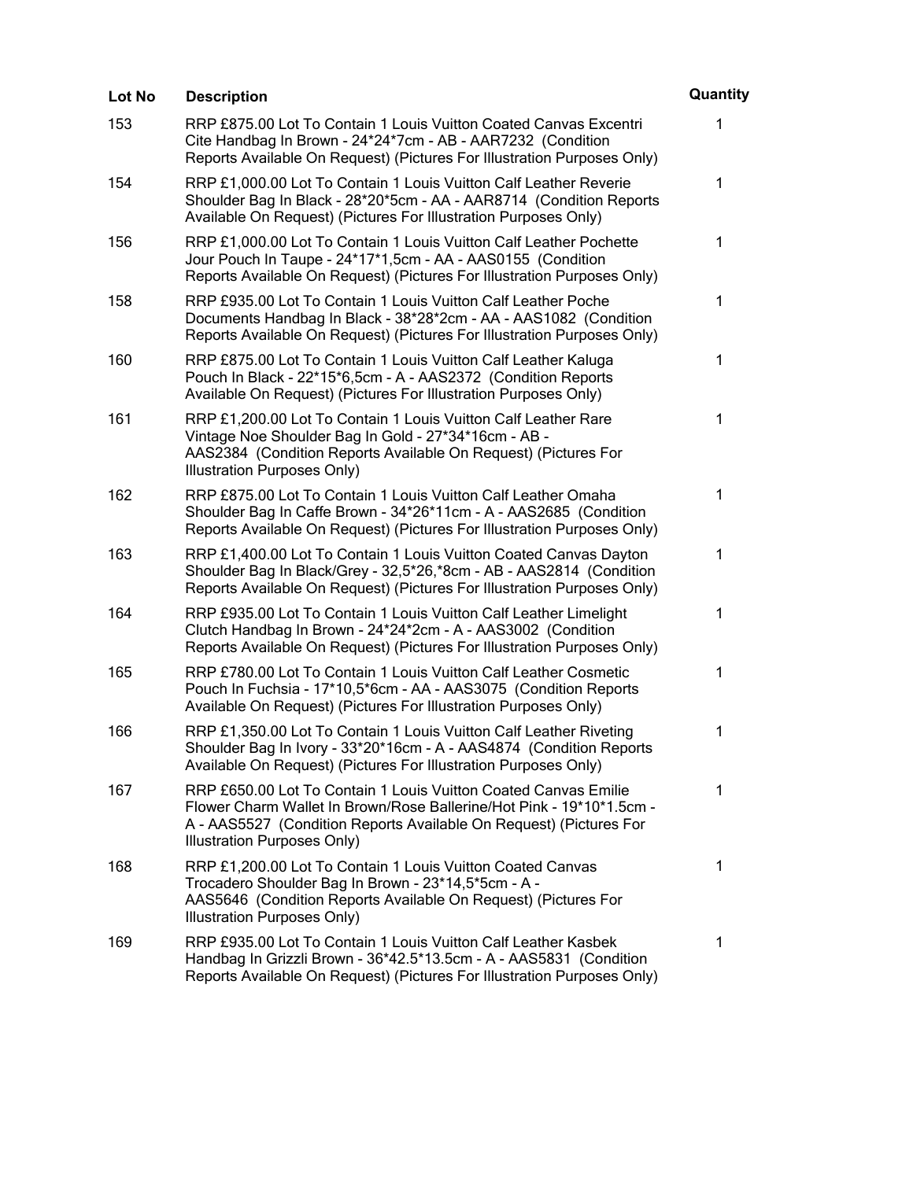| Lot No | Description | Quantity |
|---|---|---|
| 153 | RRP £875.00 Lot To Contain 1 Louis Vuitton Coated Canvas Excentri Cite Handbag In Brown - 24*24*7cm - AB - AAR7232 (Condition Reports Available On Request) (Pictures For Illustration Purposes Only) | 1 |
| 154 | RRP £1,000.00 Lot To Contain 1 Louis Vuitton Calf Leather Reverie Shoulder Bag In Black - 28*20*5cm - AA - AAR8714 (Condition Reports Available On Request) (Pictures For Illustration Purposes Only) | 1 |
| 156 | RRP £1,000.00 Lot To Contain 1 Louis Vuitton Calf Leather Pochette Jour Pouch In Taupe - 24*17*1,5cm - AA - AAS0155 (Condition Reports Available On Request) (Pictures For Illustration Purposes Only) | 1 |
| 158 | RRP £935.00 Lot To Contain 1 Louis Vuitton Calf Leather Poche Documents Handbag In Black - 38*28*2cm - AA - AAS1082 (Condition Reports Available On Request) (Pictures For Illustration Purposes Only) | 1 |
| 160 | RRP £875.00 Lot To Contain 1 Louis Vuitton Calf Leather Kaluga Pouch In Black - 22*15*6,5cm - A - AAS2372 (Condition Reports Available On Request) (Pictures For Illustration Purposes Only) | 1 |
| 161 | RRP £1,200.00 Lot To Contain 1 Louis Vuitton Calf Leather Rare Vintage Noe Shoulder Bag In Gold - 27*34*16cm - AB - AAS2384 (Condition Reports Available On Request) (Pictures For Illustration Purposes Only) | 1 |
| 162 | RRP £875.00 Lot To Contain 1 Louis Vuitton Calf Leather Omaha Shoulder Bag In Caffe Brown - 34*26*11cm - A - AAS2685 (Condition Reports Available On Request) (Pictures For Illustration Purposes Only) | 1 |
| 163 | RRP £1,400.00 Lot To Contain 1 Louis Vuitton Coated Canvas Dayton Shoulder Bag In Black/Grey - 32,5*26,*8cm - AB - AAS2814 (Condition Reports Available On Request) (Pictures For Illustration Purposes Only) | 1 |
| 164 | RRP £935.00 Lot To Contain 1 Louis Vuitton Calf Leather Limelight Clutch Handbag In Brown - 24*24*2cm - A - AAS3002 (Condition Reports Available On Request) (Pictures For Illustration Purposes Only) | 1 |
| 165 | RRP £780.00 Lot To Contain 1 Louis Vuitton Calf Leather Cosmetic Pouch In Fuchsia - 17*10,5*6cm - AA - AAS3075 (Condition Reports Available On Request) (Pictures For Illustration Purposes Only) | 1 |
| 166 | RRP £1,350.00 Lot To Contain 1 Louis Vuitton Calf Leather Riveting Shoulder Bag In Ivory - 33*20*16cm - A - AAS4874 (Condition Reports Available On Request) (Pictures For Illustration Purposes Only) | 1 |
| 167 | RRP £650.00 Lot To Contain 1 Louis Vuitton Coated Canvas Emilie Flower Charm Wallet In Brown/Rose Ballerine/Hot Pink - 19*10*1.5cm - A - AAS5527 (Condition Reports Available On Request) (Pictures For Illustration Purposes Only) | 1 |
| 168 | RRP £1,200.00 Lot To Contain 1 Louis Vuitton Coated Canvas Trocadero Shoulder Bag In Brown - 23*14,5*5cm - A - AAS5646 (Condition Reports Available On Request) (Pictures For Illustration Purposes Only) | 1 |
| 169 | RRP £935.00 Lot To Contain 1 Louis Vuitton Calf Leather Kasbek Handbag In Grizzli Brown - 36*42.5*13.5cm - A - AAS5831 (Condition Reports Available On Request) (Pictures For Illustration Purposes Only) | 1 |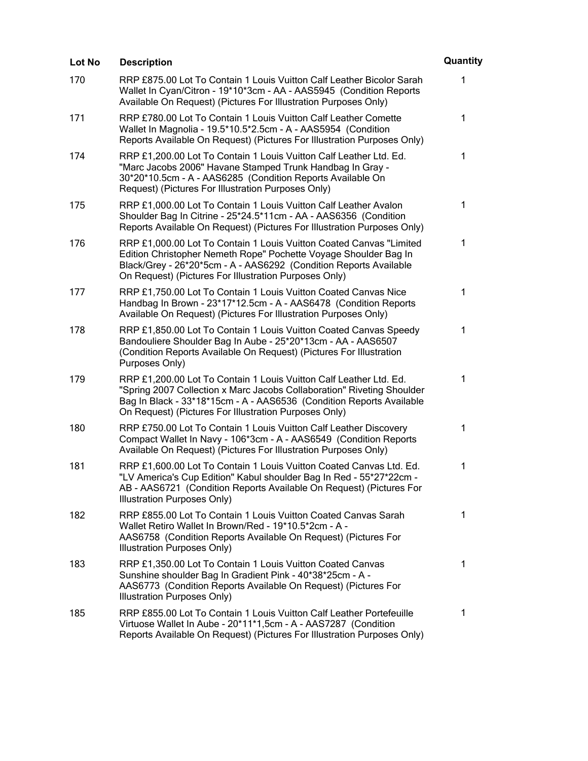| Lot No | Description | Quantity |
|---|---|---|
| 170 | RRP £875.00 Lot To Contain 1 Louis Vuitton Calf Leather Bicolor Sarah Wallet In Cyan/Citron - 19*10*3cm - AA - AAS5945 (Condition Reports Available On Request) (Pictures For Illustration Purposes Only) | 1 |
| 171 | RRP £780.00 Lot To Contain 1 Louis Vuitton Calf Leather Comette Wallet In Magnolia - 19.5*10.5*2.5cm - A - AAS5954 (Condition Reports Available On Request) (Pictures For Illustration Purposes Only) | 1 |
| 174 | RRP £1,200.00 Lot To Contain 1 Louis Vuitton Calf Leather Ltd. Ed. "Marc Jacobs 2006" Havane Stamped Trunk Handbag In Gray - 30*20*10.5cm - A - AAS6285 (Condition Reports Available On Request) (Pictures For Illustration Purposes Only) | 1 |
| 175 | RRP £1,000.00 Lot To Contain 1 Louis Vuitton Calf Leather Avalon Shoulder Bag In Citrine - 25*24.5*11cm - AA - AAS6356 (Condition Reports Available On Request) (Pictures For Illustration Purposes Only) | 1 |
| 176 | RRP £1,000.00 Lot To Contain 1 Louis Vuitton Coated Canvas "Limited Edition Christopher Nemeth Rope" Pochette Voyage Shoulder Bag In Black/Grey - 26*20*5cm - A - AAS6292 (Condition Reports Available On Request) (Pictures For Illustration Purposes Only) | 1 |
| 177 | RRP £1,750.00 Lot To Contain 1 Louis Vuitton Coated Canvas Nice Handbag In Brown - 23*17*12.5cm - A - AAS6478 (Condition Reports Available On Request) (Pictures For Illustration Purposes Only) | 1 |
| 178 | RRP £1,850.00 Lot To Contain 1 Louis Vuitton Coated Canvas Speedy Bandouliere Shoulder Bag In Aube - 25*20*13cm - AA - AAS6507 (Condition Reports Available On Request) (Pictures For Illustration Purposes Only) | 1 |
| 179 | RRP £1,200.00 Lot To Contain 1 Louis Vuitton Calf Leather Ltd. Ed. "Spring 2007 Collection x Marc Jacobs Collaboration" Riveting Shoulder Bag In Black - 33*18*15cm - A - AAS6536 (Condition Reports Available On Request) (Pictures For Illustration Purposes Only) | 1 |
| 180 | RRP £750.00 Lot To Contain 1 Louis Vuitton Calf Leather Discovery Compact Wallet In Navy - 106*3cm - A - AAS6549 (Condition Reports Available On Request) (Pictures For Illustration Purposes Only) | 1 |
| 181 | RRP £1,600.00 Lot To Contain 1 Louis Vuitton Coated Canvas Ltd. Ed. "LV America's Cup Edition" Kabul shoulder Bag In Red - 55*27*22cm - AB - AAS6721 (Condition Reports Available On Request) (Pictures For Illustration Purposes Only) | 1 |
| 182 | RRP £855.00 Lot To Contain 1 Louis Vuitton Coated Canvas Sarah Wallet Retiro Wallet In Brown/Red - 19*10.5*2cm - A - AAS6758 (Condition Reports Available On Request) (Pictures For Illustration Purposes Only) | 1 |
| 183 | RRP £1,350.00 Lot To Contain 1 Louis Vuitton Coated Canvas Sunshine shoulder Bag In Gradient Pink - 40*38*25cm - A - AAS6773 (Condition Reports Available On Request) (Pictures For Illustration Purposes Only) | 1 |
| 185 | RRP £855.00 Lot To Contain 1 Louis Vuitton Calf Leather Portefeuille Virtuose Wallet In Aube - 20*11*1,5cm - A - AAS7287 (Condition Reports Available On Request) (Pictures For Illustration Purposes Only) | 1 |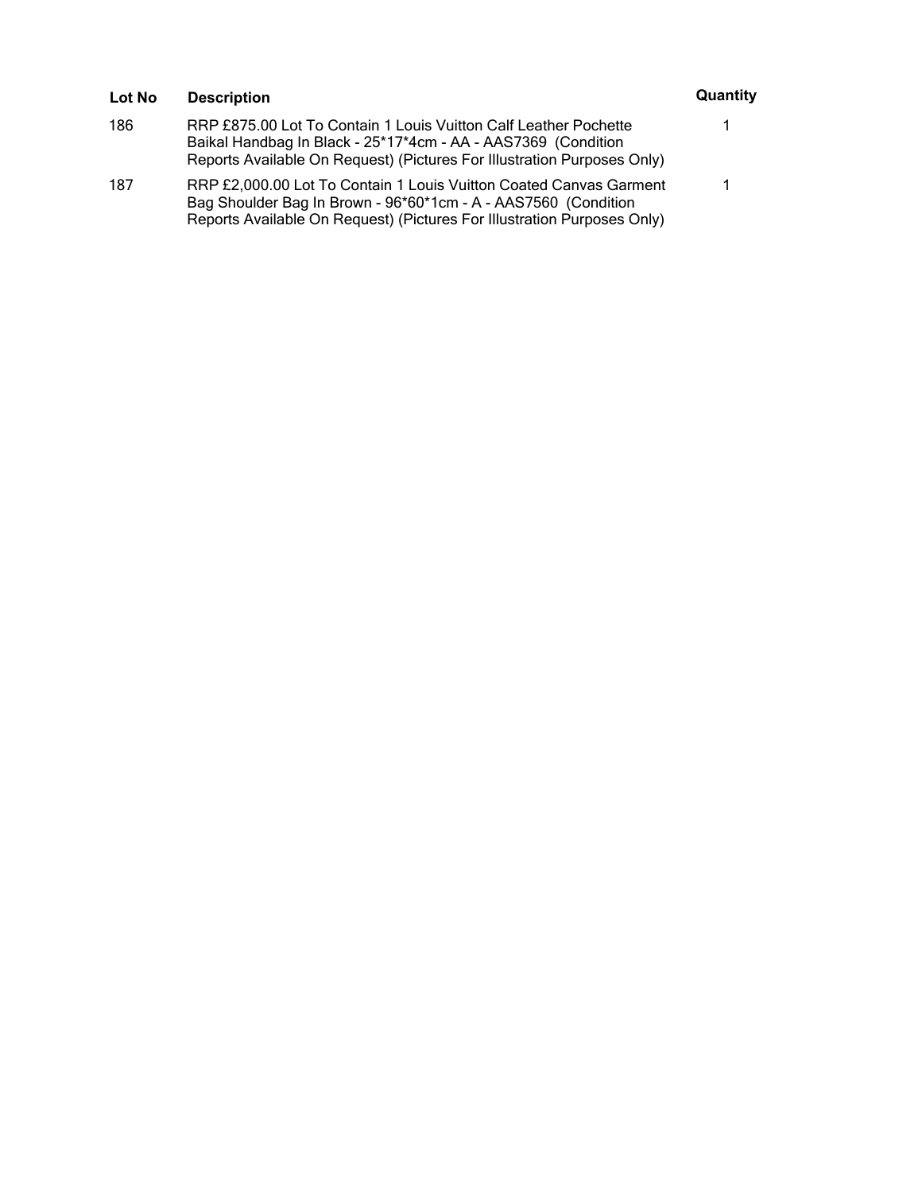| Lot No | Description | Quantity |
| --- | --- | --- |
| 186 | RRP £875.00 Lot To Contain 1 Louis Vuitton Calf Leather Pochette Baikal Handbag In Black - 25*17*4cm - AA - AAS7369 (Condition Reports Available On Request) (Pictures For Illustration Purposes Only) | 1 |
| 187 | RRP £2,000.00 Lot To Contain 1 Louis Vuitton Coated Canvas Garment Bag Shoulder Bag In Brown - 96*60*1cm - A - AAS7560 (Condition Reports Available On Request) (Pictures For Illustration Purposes Only) | 1 |